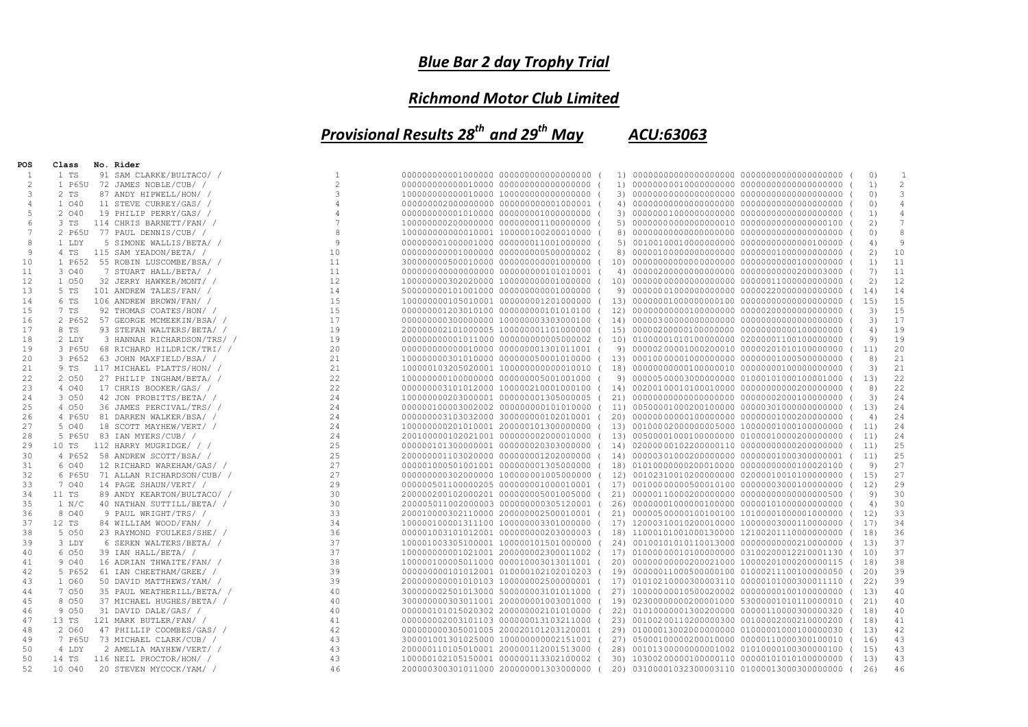# *Blue Bar 2 day Trophy Trial*

## *Richmond Motor Club Limited*

## *Provisional Results 28th and 29th May ACU:63063*

| POS | Class | No. Rider | | | | | | |
|---|---|---|---|---|---|---|---|---|
| 1 | 1 TS | 91 SAM CLARKE/BULTACO/ / | 1 | 000000000001000000 000000000000000000 ( | 1) | 00000000000000000000 00000000000000000000 ( | 0) | 1 |
| 2 | 1 P65U | 72 JAMES NOBLE/CUB/ / | 2 | 000000000000010000 000000000000000000 ( | 1) | 00000000010000000000 00000000000000000000 ( | 1) | 2 |
| 3 | 2 TS | 87 ANDY HIPWELL/HON/ / | 3 | 100000000000010000 100000000000000000 ( | 3) | 00000000000000000000 00000000000000000000 ( | 0) | 3 |
| 4 | 1 O40 | 11 STEVE CURREY/GAS/ / | 4 | 000000002000000000 000000000001000001 ( | 4) | 00000000000000000000 00000000000000000000 ( | 0) | 4 |
| 5 | 2 O40 | 19 PHILIP PERRY/GAS/ / | 4 | 000000000001010000 000000001000000000 ( | 3) | 00000001000000000000 00000000000000000000 ( | 1) | 4 |
| 6 | 3 TS | 114 CHRIS BARNETT/FAN/ / | 7 | 100000000200000000 000000001100000000 ( | 5) | 00000000000000000010 00000000000000000100 ( | 2) | 7 |
| 7 | 2 P65U | 77 PAUL DENNIS/CUB/ / | 8 | 100000000000010001 100000100200010000 ( | 8) | 00000000000000000000 00000000000000000000 ( | 0) | 8 |
| 8 | 1 LDY | 5 SIMONE WALLIS/BETA/ / | 9 | 000000001000001000 000000011001000000 ( | 5) | 00100100010000000000 00000000000000100000 ( | 4) | 9 |
| 9 | 4 TS | 115 SAM YEADON/BETA/ / | 10 | 000000000001000000 000000000500000002 ( | 8) | 00000100000000000000 00000001000000000000 ( | 2) | 10 |
| 10 | 1 P652 | 55 ROBIN LUSCOMBE/BSA/ / | 11 | 300000000500010000 000000000001000000 ( | 10) | 00000000000000000000 00000000000100000000 ( | 1) | 11 |
| 11 | 3 O40 | 7 STUART HALL/BETA/ / | 11 | 000000000000000000 000000000101010001 ( | 4) | 00000200000000000000 00000000000200003000 ( | 7) | 11 |
| 12 | 1 O50 | 32 JERRY HAWKER/MONT/ / | 12 | 100000000302020000 100000000001000000 ( | 10) | 00000000000000000000 00000011000000000000 ( | 2) | 12 |
| 13 | 5 TS | 101 ANDREW TALES/FAN/ / | 14 | 500000000101001000 000000000001000000 ( | 9) | 00000001000000000000 00000220000000000000 ( | 14) | 14 |
| 14 | 6 TS | 106 ANDREW BROWN/FAN/ / | 15 | 100000000105010001 000000001201000000 ( | 13) | 00000001000000000100 00000000000000000000 ( | 15) | 15 |
| 15 | 7 TS | 92 THOMAS COATES/HON/ / | 15 | 000000001203010100 000000000101010100 ( | 12) | 00000000000100000000 00000200000000000000 ( | 3) | 15 |
| 16 | 2 P652 | 57 GEORGE MCMEEKIN/BSA/ / | 17 | 000000000300000000 100000003303000100 ( | 14) | 00000300000000000000 00000000000000000000 ( | 3) | 17 |
| 17 | 8 TS | 93 STEFAN WALTERS/BETA/ / | 19 | 200000002101000005 100000001101000000 ( | 15) | 00000200000100000000 00000000000100000000 ( | 4) | 19 |
| 18 | 2 LDY | 3 HANNAH RICHARDSON/TRS/ / | 19 | 000000000001011000 000000000005000002 ( | 10) | 01000001010100000000 02000001100100000000 ( | 9) | 19 |
| 19 | 3 P65U | 68 RICHARD HILDRICK/TRI/ / | 20 | 000000000000010000 000000001301011001 ( | 9) | 00000200001000200010 00000201010100000000 ( | 11) | 20 |
| 20 | 3 P652 | 63 JOHN MAXFIELD/BSA/ / | 21 | 100000000301010000 000000050001010000 ( | 13) | 00010000001000000000 00000001000500000000 ( | 8) | 21 |
| 21 | 9 TS | 117 MICHAEL PLATTS/HON/ / | 21 | 100000103205020001 100000000000010010 ( | 18) | 00000000000100000010 00000000100000000000 ( | 3) | 21 |
| 22 | 2 O50 | 27 PHILIP INGHAM/BETA/ / | 22 | 100000000100000000 000000005001000100 ( | 9) | 00000500003000000000 01000101000100001000 ( | 13) | 22 |
| 23 | 4 O40 | 17 CHRIS BOOKER/GAS/ / | 22 | 000000003101012000 100000210001000100 ( | 14) | 00200100010100010000 00000000000200000000 ( | 8) | 22 |
| 24 | 3 O50 | 42 JON PROBITTS/BETA/ / | 24 | 100000000203000001 000000001305000005 ( | 21) | 00000000000000000000 00000000200100000000 ( | 3) | 24 |
| 25 | 4 O50 | 36 JAMES PERCIVAL/TRS/ / | 24 | 000000100003002002 000000000101010000 ( | 11) | 00500001000200100000 00000301000000000000 ( | 13) | 24 |
| 26 | 4 P65U | 81 DARREN WALKER/BSA/ / | 24 | 000000003103032000 300000000102010001 ( | 20) | 00000000000100000000 00000001000200000000 ( | 4) | 24 |
| 27 | 5 O40 | 18 SCOTT MAYHEW/VERT/ / | 24 | 100000000201010001 200000101300000000 ( | 13) | 00100002000000005000 10000001000100000000 ( | 11) | 24 |
| 28 | 5 P65U | 83 IAN MYERS/CUB/ / | 24 | 200100000102021001 000000002000010000 ( | 13) | 00500001000100000000 01000010000200000000 ( | 11) | 24 |
| 29 | 10 TS | 112 HARRY MUGRIDGE/ / / | 25 | 000000101300000001 000000020303000000 ( | 14) | 00200000102200000110 00000000000200000000 ( | 11) | 25 |
| 30 | 4 P652 | 58 ANDREW SCOTT/BSA/ / | 25 | 200000001103020000 000000001202000000 ( | 14) | 00000301000200000000 00000001000300000001 ( | 11) | 25 |
| 31 | 6 O40 | 12 RICHARD WAREHAM/GAS/ / | 27 | 000001000501001001 000000001305000000 ( | 18) | 01010000000200010000 00000000000100020100 ( | 9) | 27 |
| 32 | 6 P65U | 71 ALLAN RICHARDSON/CUB/ / | 27 | 000000000302000000 100000001005000000 ( | 12) | 00102310010200000000 02000010010100000000 ( | 15) | 27 |
| 33 | 7 O40 | 14 PAGE SHAUN/VERT/ / | 29 | 000000501100000205 000000001000010001 ( | 17) | 00100000000500010100 00000003000100000000 ( | 12) | 29 |
| 34 | 11 TS | 89 ANDY KEARTON/BULTACO/ / | 30 | 200000200102000201 000000005001005000 ( | 21) | 00000110000200000000 00000000000000000500 ( | 9) | 30 |
| 35 | 1 N/C | 40 NATHAN SUTTILL/BETA/ / | 30 | 200005011002000003 000000000305120001 ( | 26) | 00000001000000100000 00000101000000000000 ( | 4) | 30 |
| 36 | 8 O40 | 9 PAUL WRIGHT/TRS/ / | 33 | 200010000302110000 200000002500010001 ( | 21) | 00000500000100100100 10100001000001000000 ( | 12) | 33 |
| 37 | 12 TS | 84 WILLIAM WOOD/FAN/ / | 34 | 100000100001311100 100000003301000000 ( | 17) | 12000310010200010000 10000003000110000000 ( | 17) | 34 |
| 38 | 5 O50 | 23 RAYMOND FOULKES/SHE/ / | 36 | 000001003101012001 000000000203000003 ( | 18) | 11000101001000130000 12100201110000000000 ( | 18) | 36 |
| 39 | 3 LDY | 6 SEREN WALTERS/BETA/ / | 37 | 100001003305100001 100000101501000000 ( | 24) | 00100101010110013000 00000000000210000000 ( | 13) | 37 |
| 40 | 6 O50 | 39 IAN HALL/BETA/ / | 37 | 100000000001021001 200000002300011002 ( | 17) | 01000000010100000000 03100200012210001130 ( | 10) | 37 |
| 41 | 9 O40 | 16 ADRIAN THWAITE/FAN/ / | 38 | 100000100005011000 000010003013011001 ( | 20) | 00000000000200021000 10000201000200000115 ( | 18) | 38 |
| 42 | 5 P652 | 61 IAN CHEETHAM/GREE/ / | 39 | 000000000101012001 010000102102010203 ( | 19) | 00000011000500000100 01000211100100000050 ( | 20) | 39 |
| 43 | 1 O60 | 50 DAVID MATTHEWS/YAM/ / | 39 | 200000000001010103 100000002500000001 ( | 17) | 01010210000300003110 00000101000300011110 ( | 22) | 39 |
| 44 | 7 O50 | 35 PAUL WEATHERILL/BETA/ / | 40 | 300000002501013000 500000003101011000 ( | 27) | 10000000010500020002 00000000100100000000 ( | 13) | 40 |
| 45 | 8 O50 | 37 MICHAEL HUGHES/BETA/ / | 40 | 300000000303011001 200000001003001000 ( | 19) | 02300000000200001000 53000001010110000010 ( | 21) | 40 |
| 46 | 9 O50 | 31 DAVID DALE/GAS/ / | 40 | 000001010015020302 200000002101010000 ( | 22) | 01010000001300200000 00000110000300000320 ( | 18) | 40 |
| 47 | 13 TS | 121 MARK BUTLER/FAN/ / | 41 | 000000002003101103 000000013103211000 ( | 23) | 00100200110200000300 00100002000210000200 ( | 18) | 41 |
| 48 | 2 O60 | 47 PHILLIP COOMBES/GAS/ / | 42 | 000000000305001005 200020101203120001 ( | 29) | 01000013002000000000 01000001000100000030 ( | 13) | 42 |
| 49 | 7 P65U | 73 MICHAEL CLARK/CUB/ / | 43 | 300001001301025000 100000000002151001 ( | 27) | 05000100000200010000 00000110000300100010 ( | 16) | 43 |
| 50 | 4 LDY | 2 AMELIA MAYHEW/VERT/ / | 43 | 200000110105010001 200000112001513000 ( | 28) | 00101300000000001002 01010000100300000100 ( | 15) | 43 |
| 50 | 14 TS | 116 NEIL PROCTOR/HON/ / | 43 | 100000102105150001 000000113302100002 ( | 30) | 10300200000100000110 00000101010100000000 ( | 13) | 43 |
| 52 | 10 O40 | 20 STEVEN MYCOCK/YAM/ / | 46 | 200000300301011000 200000001303000000 ( | 20) | 03100001032300003110 01000013000300000000 ( | 26) | 46 |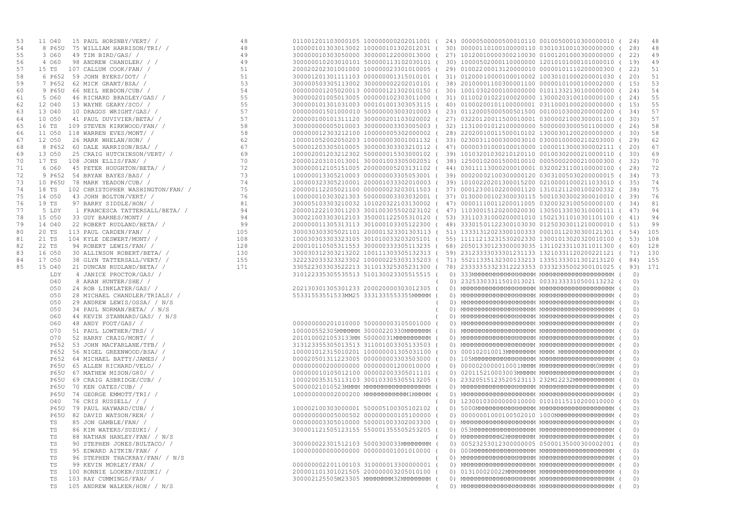```
53    11 O40   15 PAUL HORSNBY/VERT/ /               48          011001201103000105 100000000202011001 (  24) 00000500000500010110 00100500010300000010 (  24)   48
54     8 P65U  75 WILLIAM HARRISON/TRI/ /            48          100000101303013002 100000101302012031 (  30) 00000110100100000110 03010310010300000000 (  28)   48
55     3 O60   49 TIM BIRD/GAS/ /                    49          300000010303050000 300000122000013000 (  27) 10120010000300210030 01001201000300000000 (  22)   49
56     4 O60   98 ANDREW CHANDLER/ / /               49          300000010203010101 500000113102030101 (  30) 10000502000110000000 12010101000101000010 (  19)   49
57    15 TS   107 CALLUM COOK/FAN/ /                 51          200020202301001000 100000023301010005 (  29) 01002200013120000010 00000101110200000300 (  22)   51
58     6 P652  59 JOHN BYERS/DOT/ /                  51          300001201301111103 000000001315010101 (  31) 01200010000100010002 10030101000200001030 (  20)   51
59     7 P652  62 MICK GRANT/BSA/ /                  53          300000503305113002 300000002202010101 (  38) 20100001100300001100 00000101000100002000 (  15)   53
60     9 P65U  66 NEIL HEBDON/CUB/ /                 54          000000001205020013 000000121302010150 (  30) 10010302000100000000 01011332130100000000 (  24)   54
61     5 O60   46 RICHARD BRADLEY/GAS/ /             55          300000201005013005 000000102303011000 (  31) 01100201022100020000 13000203100100000100 (  24)   55
62    12 O40   13 WAYNE GEARY/SCO/ /                 55          300000101301031003 000101001303053115 (  40) 01000200010110000001 03110001000200000000 (  15)   55
63    13 O40   10 DRAGOS WRIGHT/GAS/ /               57          000000001501000010 500000003003010003 (  23) 01120005000500501500 00100103000200000200 (  34)   57
64    10 O50   41 PAUL DUVIVIER/BETA/ /              57          200000100101311120 300000201103020002 (  27) 03220120011500010001 03000021000300001100 (  30)   57
65    16 TS   109 STEVEN KIRKWOOD/FAN/ /             58          300000000005010003 300000003303005003 (  32) 11310001012100000000 50000003000501100000 (  26)   58
66    11 O50  118 WARREN EVES/MONT/ /                58          000000012303212100 100000005302000002 (  28) 22020010011500010102 13000301200200000000 (  30)   58
67    12 O50   26 MARK WHELAN/HON/ /                 62          100001052002050203 100000003001001132 (  33) 02300311000300003010 03000100000210203000 (  29)   62
68     8 P652  60 DALE HARRISON/BSA/ /               67          500001203305010005 300000303303210112 (  47) 00000301000100010000 10000113000300002111 (  20)   67
69    13 O50   25 CRAIG HUTCHINSON/VERT/ /           69          100002001203212302 500000015303000102 (  39) 10103201030210120110 00100302000210000110 (  30)   69
70    17 TS   108 JOHN ELLIS/FAN/ /                  70          200001203101013001 300001003305002051 (  38) 12500102001500010010 00050002000210000300 (  32)   70
71     6 O60   45 PETER HOUGHTON/BETA/ /             72          300000012105151005 200000005203131102 (  44) 03011113000200010001 03200231100100000100 (  28)   72
72     9 P652  54 BRYAN BAYES/BAS/ /                 73          100000013305210003 000000003305053001 (  39) 00020002100300000120 03031005030200000015 (  34)   73
73    10 P65U  78 MARK YEADON/CUB/ /                 74          100000323305210001 200001033302010003 (  39) 10100220201300015200 02100001000211033010 (  35)   74
74    18 TS   102 CHRISTOPHER WASHINGTON/FAN/ /      75          200000112205021100 000000023203011503 (  37) 00012300102200001120 13101211200100200332 (  38)   75
75    14 O50   43 JOHN BOLTON/VERT/ /                76          100000010303021303 500000003303032001 (  37) 01300000012300030115 50010303002300010010 (  39)   76
76    19 TS    97 BARRY SIDDLE/HON/ /                81          300005103303210032 101020322103130002 (  47) 00001110011200011005 03200323100500000100 (  34)   81
77     5 LDY    1 FRANCESCA TATTERSALL/BETA/ /       94          200001222103011203 300100305502023102 (  47) 11030015120200020030 13050133030310000111 (  47)   94
78    15 O50   33 GUY BARNES/MONT/ /                 94          300021003303012103 350001122505310120 (  53) 33110331000200001010 15021311010301101100 (  41)   94
79    14 O40   22 ROBERT RUDLAND/BETA/ /             99          200000011305313113 301000103305122300 (  48) 33301501122300103030 01250303011210000010 (  51)   99
80    20 TS   113 PAUL CARDEN/FAN/ /                105          300030303305021101 200001323301303113 (  51) 13331312023300100333 00010112030300121301 (  54)  105
81    21 TS   104 KYLE DESWERT/MONT/ /              108          100030303303323105 301010033203205101 (  55) 11111213231530223300 13001013020320010100 (  53)  108
82    22 TS    94 ROBERT LEWIS/FAN/ /               128          200010105505311553 300000333305113235 (  68) 20501330123300003035 13110233110311011300 (  60)  128
83    16 O50   30 ALLINSON ROBERT/BETA/ /           130          300030312303213202 100111303305132313 (  59) 23123333033301231133 13210331120200221121 (  71)  130
84    17 O50   38 GLYN TATTERSALL/VERT/ /           155          322232033323323302 100000225303135203 (  71) 55211335132300133213 13351333011301213120 (  84)  155
85    15 O40   21 DUNCAN RUDLAND/BETA/ /            171          330522303303522213 311013325305231300 (  78) 23333353323312223353 03332335002300101025 (  93)  171
         LDY    4 JANICE PROCTOR/GAS/ /                          310122335305535513 510130023305515515 (   0) 333MMMMMMMMMMMMMMMMM MMMMMMMMMMMMMMMMMMMM (   0)
         O40    8 ARAN HUNTER/SHE/ /                                                                    (   0) 23253303311501013021 00331333310500113232 (   0)
         O50   24 ROB LINKLATER/GAS/ /                           202130301305301233 200020000303012305 (   0) MMMMMMMMMMMMMMMMMMMM MMMMMMMMMMMMMMMMMMMM (   0)
         O50   28 MICHAEL CHANDLER/TRIALS/ /                     55331553551533MM25 3331335553355MMMMM (   0) MMMMMMMMMMMMMMMMMMMM MMMMMMMMMMMMMMMMMMMM (   0)
         O50   29 ANDREW LEWIS/OSSA/ / N/S                                                              (   0) MMMMMMMMMMMMMMMMMMMM MMMMMMMMMMMMMMMMMMMM (   0)
         O50   34 PAUL NORMAN/BETA/ / N/S                                                               (   0) MMMMMMMMMMMMMMMMMMMM MMMMMMMMMMMMMMMMMMMM (   0)
         O60   44 KEVIN STANNARD/GAS/ / N/S                                                             (   0) MMMMMMMMMMMMMMMMMMMM MMMMMMMMMMMMMMMMMMMM (   0)
         O60   48 ANDY FOOT/GAS/ /                               000000000201010000 500000003105001000 (   0) MMMMMMMMMMMMMMMMMMMM MMMMMMMMMMMMMMMMMMMM (   0)
         O70   51 PAUL LOWTHER/TRS/ /                            100000552305MMMMMM 30000220330MMMMMMM (   0) MMMMMMMMMMMMMMMMMMMM MMMMMMMMMMMMMMMMMMMM (   0)
         O70   52 HARRY CRAIG/MONT/ /                            2010100021053133MM 50000031MMMMMMMMMM (   0) MMMMMMMMMMMMMMMMMMMM MMMMMMMMMMMMMMMMMMMM (   0)
         P652  53 JOHN MACFARLANE/TFB/ /                         313123355305013513 311001003305133503 (   0) MMMMMMMMMMMMMMMMMMMM MMMMMMMMMMMMMMMMMMMM (   0)
         P652  56 NIGEL GREENWOOD/BSA/ /                         100001012315010201 100000001305031100 (   0) 000102010013MMMMMMMM MMMM MMMMMMMMMMMMMMMM (   0)
         P652  64 MICHAEL BATTY/JAMES/ /                         000020501311223005 000000003303503000 (   0) 105MMMMMMMMMMMMMMMMM MMMMMMMMMMMMMMMMMMMM (   0)
         P65U  65 ALLEN RICHARD/VELO/ /                          000000000200000000 000000001200010000 (   0) 000020000010001MMMMM MMMMMMMMMMMMMMM0MMMM (   0)
         P65U  67 MATHEW MISON/G80/ /                            000000010105012100 000002003305011101 (   0) 020115210003003MMMMM MMMMMMMMMMMMMMMMMMMM (   0)
         P65U  69 CRAIG ASBRIDGE/CUB/ /                          100020035315113103 300103305305513205 (   0) 23320515123520523113 232M12232MMMMMMMMMMM (   0)
         P65U  70 KEN OATES/CUB/ /                               50000021010523MMMM MMMMMMMMMMMMMMMMMM (   0) MMMMMMMMMMMMMMMMMMMM MMMMMMMMMMMMMMMMMMMM (   0)
         P65U  74 GEORGE EMMOTT/TRI/ /                           100000000002000200 MMMMMMMMMMMM1MMMMM (   0) MMMMMMMMMMMMMMMMMMMM MMMMMMMMMMMMMMMMMMMM (   0)
         O40   76 CRIS RUSSELL/ / /                                                                     (   0) 12300103000000010000 01010115110200010000 (   0)
         P65U  79 PAUL HAYWARD/CUB/ /                            100002100303000001 500005100305102102 (   0) 5000MMMMMMMMMMMMMMMM MMMMMMMMMMMMMMMMMMMM (   0)
         P65U  82 DAVID WATSON/REN/ /                            000000000005000502 000000000105100000 (   0) 00000001000100502010 1000MMMMMMMMMMMMMMMM (   0)
         TS    85 JON GAMBLE/FAN/ /                              000000003305010000 500001003302003300 (   0) MMMMMMMMMMMMMMMMMMMM MMMMMMMMMMMMMMMMMMMM (   0)
         TS    86 KIM WATERS/SUZUKI/ /                           300001121505123155 550001355505253205 (   0) 053MMMMMMMMMMMMMMMMM MMMMMMMMMMMMMMMMMMMM (   0)
         TS    88 NATHAN HANLEY/FAN/ / N/S                                                              (   0) MMMMMMMMMM2MMMMMMMMM MMMMMMMMMMMMMMMMMMMM (   0)
         TS    90 STEPHEN JONES/BULTACO/ /                       300000022301512103 5000300033MMMMMMMM (   0) 00523253012300000005 05000135000300002001 (   0)
         TS    95 EDWARD AITKIN/FAN/ /                           100000000000000000 000000001001010000 (   0) 000MMMMMMMMMMMMMMMMM MMMMMMMMMMMMMMMMMMMM (   0)
         TS    96 STEPHEN THACKRAY/FAN/ / N/S                                                           (   0) MMMMMMMMMMMMMMMMMMMM MMMMMMMMMMMMMMMMMMMM (   0)
         TS    99 KEVIN MORLEY/FAN/ /                            000000002201100103 310000013300000001 (   0) MMMMMMMMMMMMMMMMMMMM MMMMMMMMMMMMMMMMMMMM (   0)
         TS   100 RONNIE LOOKER/SUZUKI/ /                        200001101301021505 200000003205010100 (   0) 013100020022MMMMMMMM MMMMMMMMMMMMMMMMMMMM (   0)
         TS   103 RAY CUMMINGS/FAN/ /                            300002125505M23305 MMMMMMMM32MMMMMMMM (   0) MMMMMMMMMMMMMMMMMMMM MMMMMMMMMMMMMMMMMMMM (   0)
         TS   105 ANDREW WALKER/HON/ / N/S                                                              (   0) MMMMMMMMMMMMMMMMMMMM MMMMMMMMMMMMMMMMMMMM (   0)
```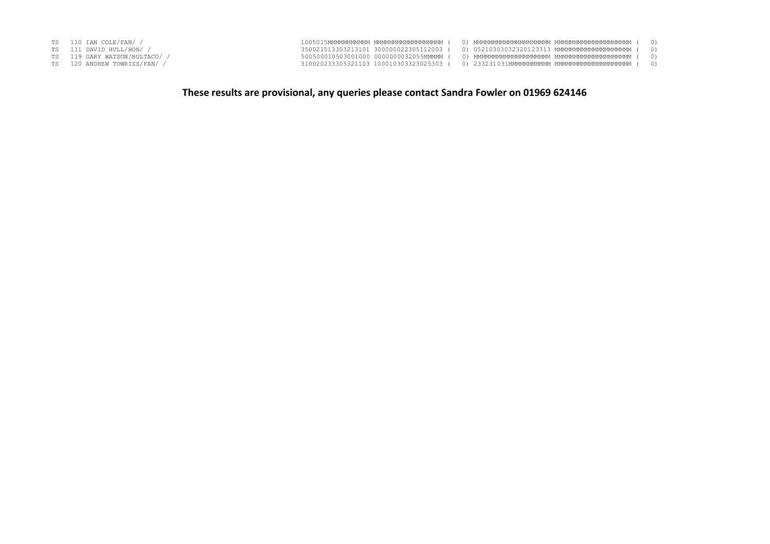| | | | | | | | | |
|---|---|---|---|---|---|---|---|---|
| TS | 110 IAN COLE/FAN/ / | 1005015MMMMMMMMMMM | MMMMMMMMMMMMMMMMMM | ( 0) | MMMMMMMMMMMMMMMMMMMM | MMMMMMMMMMMMMMMMMMMM | ( 0) |
| TS | 111 DAVID HULL/HON/ / | 350021513303213101 | 300000022305112003 | ( 0) | 05210303032320123313 | MMMMMMMMMMMMMMMMMMMM | ( 0) |
| TS | 119 GARY WATSON/BULTACO/ / | 500500010503001000 | 0000000032055MMMMM | ( 0) | MMMMMMMMMMMMMMMMMMMM | MMMMMMMMMMMMMMMMMMMM | ( 0) |
| TS | 120 ANDREW TOWRISS/FAN/ / | 310020233305321103 | 100010303323025303 | ( 0) | 233231031MMMMMMMMMMM | MMMMMMMMMMMMMMMMMMMM | ( 0) |

**These results are provisional, any queries please contact Sandra Fowler on 01969 624146**